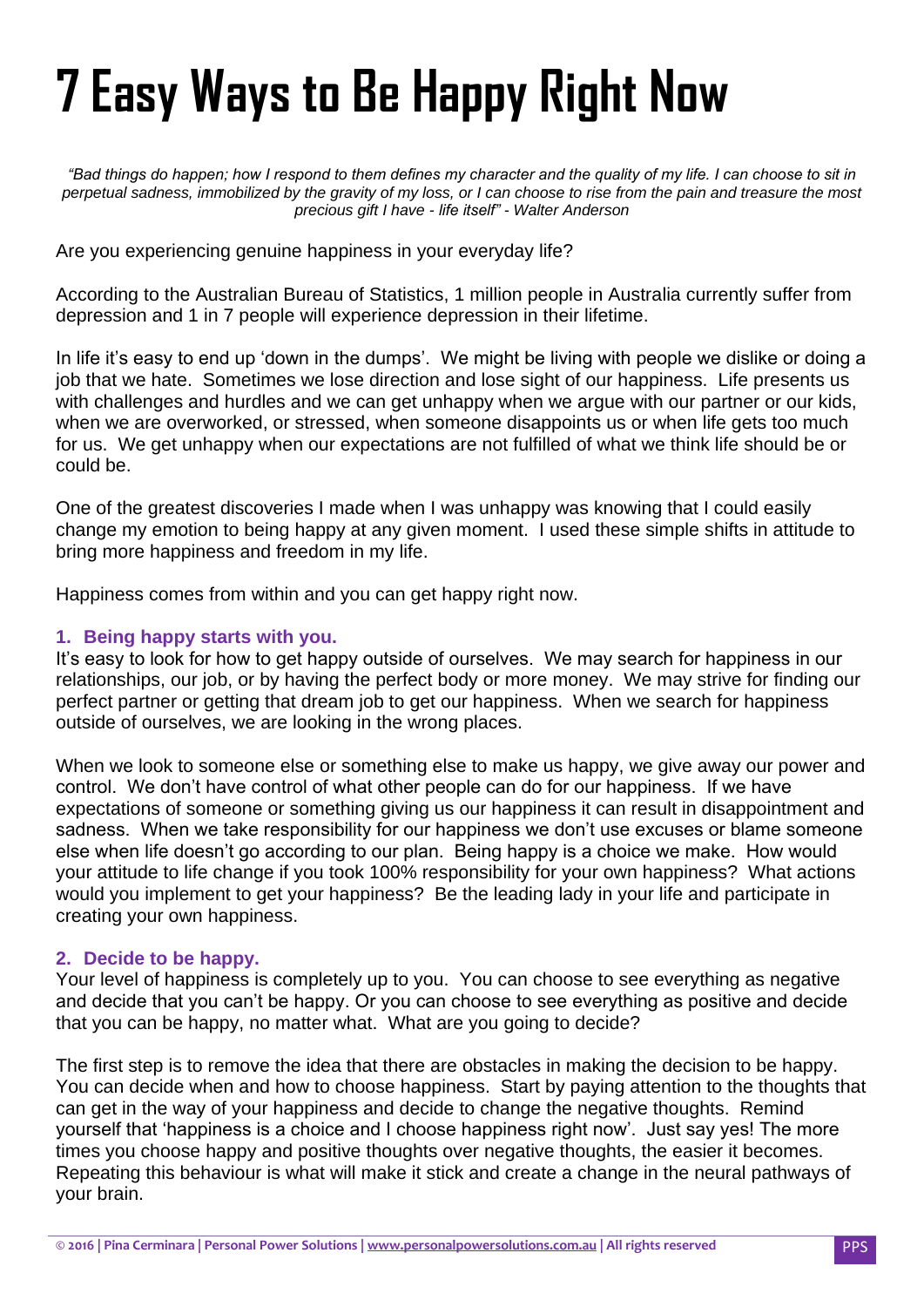# 7 Easy Ways to Be Happy Right Now

*"Bad things do happen; how I respond to them defines my character and the quality of my life. I can choose to sit in perpetual sadness, immobilized by the gravity of my loss, or I can choose to rise from the pain and treasure the most precious gift I have - life itself" - Walter Anderson*

Are you experiencing genuine happiness in your everyday life?

According to the Australian Bureau of Statistics, 1 million people in Australia currently suffer from depression and 1 in 7 people will experience depression in their lifetime.

In life it's easy to end up 'down in the dumps'. We might be living with people we dislike or doing a job that we hate. Sometimes we lose direction and lose sight of our happiness. Life presents us with challenges and hurdles and we can get unhappy when we argue with our partner or our kids, when we are overworked, or stressed, when someone disappoints us or when life gets too much for us. We get unhappy when our expectations are not fulfilled of what we think life should be or could be.

One of the greatest discoveries I made when I was unhappy was knowing that I could easily change my emotion to being happy at any given moment. I used these simple shifts in attitude to bring more happiness and freedom in my life.

Happiness comes from within and you can get happy right now.

### 1. Being happy starts with you.

It's easy to look for how to get happy outside of ourselves. We may search for happiness in our relationships, our job, or by having the perfect body or more money. We may strive for finding our perfect partner or getting that dream job to get our happiness. When we search for happiness outside of ourselves, we are looking in the wrong places.

When we look to someone else or something else to make us happy, we give away our power and control. We don't have control of what other people can do for our happiness. If we have expectations of someone or something giving us our happiness it can result in disappointment and sadness. When we take responsibility for our happiness we don't use excuses or blame someone else when life doesn't go according to our plan. Being happy is a choice we make. How would your attitude to life change if you took 100% responsibility for your own happiness? What actions would you implement to get your happiness? Be the leading lady in your life and participate in creating your own happiness.

### 2. Decide to be happy.

Your level of happiness is completely up to you. You can choose to see everything as negative and decide that you can't be happy. Or you can choose to see everything as positive and decide that you can be happy, no matter what. What are you going to decide?

The first step is to remove the idea that there are obstacles in making the decision to be happy. You can decide when and how to choose happiness. Start by paying attention to the thoughts that can get in the way of your happiness and decide to change the negative thoughts. Remind yourself that 'happiness is a choice and I choose happiness right now'. Just say yes! The more times you choose happy and positive thoughts over negative thoughts, the easier it becomes. Repeating this behaviour is what will make it stick and create a change in the neural pathways of your brain.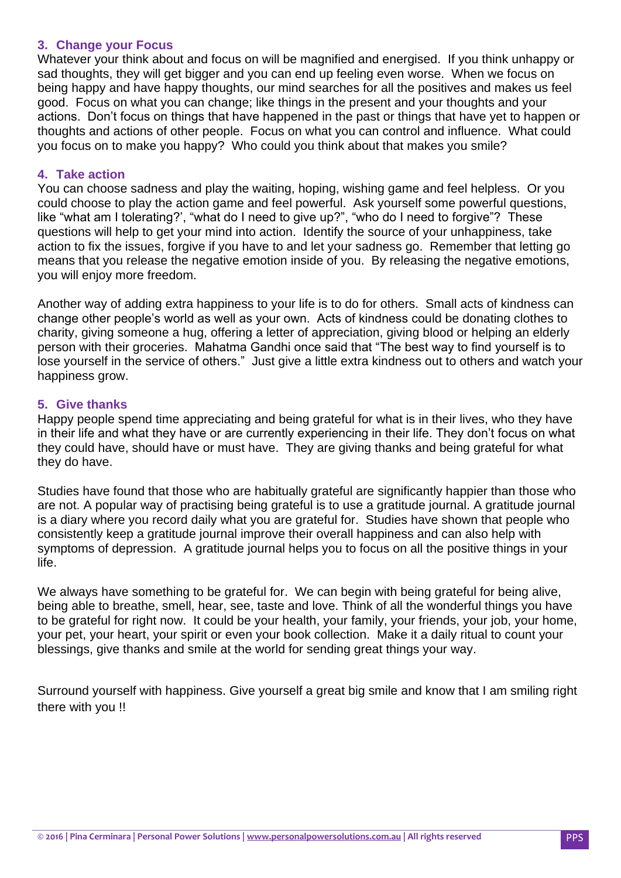### 3. Change your Focus

Whatever your think about and focus on will be magnified and energised. If you think unhappy or sad thoughts, they will get bigger and you can end up feeling even worse. When we focus on being happy and have happy thoughts, our mind searches for all the positives and makes us feel good. Focus on what you can change; like things in the present and your thoughts and your actions. Don't focus on things that have happened in the past or things that have yet to happen or thoughts and actions of other people. Focus on what you can control and influence. What could you focus on to make you happy? Who could you think about that makes you smile?

### 4. Take action

You can choose sadness and play the waiting, hoping, wishing game and feel helpless. Or you could choose to play the action game and feel powerful. Ask yourself some powerful questions, like "what am I tolerating?', "what do I need to give up?", "who do I need to forgive"? These questions will help to get your mind into action. Identify the source of your unhappiness, take action to fix the issues, forgive if you have to and let your sadness go. Remember that letting go means that you release the negative emotion inside of you. By releasing the negative emotions, you will enjoy more freedom.

Another way of adding extra happiness to your life is to do for others. Small acts of kindness can change other people's world as well as your own. Acts of kindness could be donating clothes to charity, giving someone a hug, offering a letter of appreciation, giving blood or helping an elderly person with their groceries. Mahatma Gandhi once said that "The best way to find yourself is to lose yourself in the service of others." Just give a little extra kindness out to others and watch your happiness grow.

### 5. Give thanks

Happy people spend time appreciating and being grateful for what is in their lives, who they have in their life and what they have or are currently experiencing in their life. They don't focus on what they could have, should have or must have. They are giving thanks and being grateful for what they do have.

Studies have found that those who are habitually grateful are significantly happier than those who are not. A popular way of practising being grateful is to use a gratitude journal. A gratitude journal is a diary where you record daily what you are grateful for. Studies have shown that people who consistently keep a gratitude journal improve their overall happiness and can also help with symptoms of depression. A gratitude journal helps you to focus on all the positive things in your life.

We always have something to be grateful for. We can begin with being grateful for being alive, being able to breathe, smell, hear, see, taste and love. Think of all the wonderful things you have to be grateful for right now. It could be your health, your family, your friends, your job, your home, your pet, your heart, your spirit or even your book collection. Make it a daily ritual to count your blessings, give thanks and smile at the world for sending great things your way.

Surround yourself with happiness. Give yourself a great big smile and know that I am smiling right there with you !!

© 2016 | Pina Cerminara | Personal Power Solutions | www.personalpowersolutions.com.au | All rights reserved